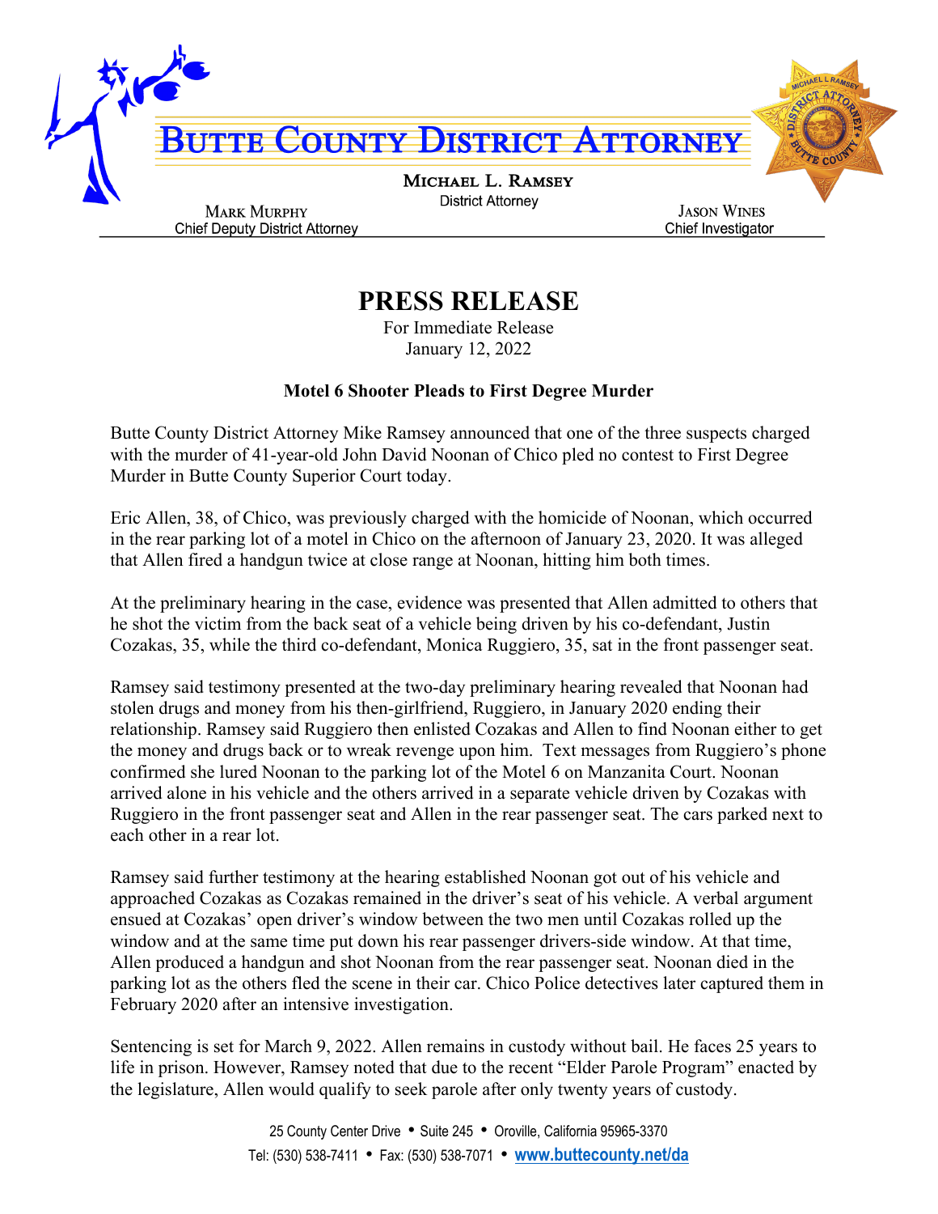# BUTTE COUNTY DISTRICT ATTORNEY

**MICHAEL L. RAMSEY**
District Attorney

**MARK MURPHY**
Chief Deputy District Attorney

**JASON WINES**
Chief Investigator

## PRESS RELEASE

For Immediate Release
January 12, 2022

### Motel 6 Shooter Pleads to First Degree Murder

Butte County District Attorney Mike Ramsey announced that one of the three suspects charged with the murder of 41-year-old John David Noonan of Chico pled no contest to First Degree Murder in Butte County Superior Court today.

Eric Allen, 38, of Chico, was previously charged with the homicide of Noonan, which occurred in the rear parking lot of a motel in Chico on the afternoon of January 23, 2020. It was alleged that Allen fired a handgun twice at close range at Noonan, hitting him both times.

At the preliminary hearing in the case, evidence was presented that Allen admitted to others that he shot the victim from the back seat of a vehicle being driven by his co-defendant, Justin Cozakas, 35, while the third co-defendant, Monica Ruggiero, 35, sat in the front passenger seat.

Ramsey said testimony presented at the two-day preliminary hearing revealed that Noonan had stolen drugs and money from his then-girlfriend, Ruggiero, in January 2020 ending their relationship. Ramsey said Ruggiero then enlisted Cozakas and Allen to find Noonan either to get the money and drugs back or to wreak revenge upon him. Text messages from Ruggiero's phone confirmed she lured Noonan to the parking lot of the Motel 6 on Manzanita Court. Noonan arrived alone in his vehicle and the others arrived in a separate vehicle driven by Cozakas with Ruggiero in the front passenger seat and Allen in the rear passenger seat. The cars parked next to each other in a rear lot.

Ramsey said further testimony at the hearing established Noonan got out of his vehicle and approached Cozakas as Cozakas remained in the driver's seat of his vehicle. A verbal argument ensued at Cozakas' open driver's window between the two men until Cozakas rolled up the window and at the same time put down his rear passenger drivers-side window. At that time, Allen produced a handgun and shot Noonan from the rear passenger seat. Noonan died in the parking lot as the others fled the scene in their car. Chico Police detectives later captured them in February 2020 after an intensive investigation.

Sentencing is set for March 9, 2022. Allen remains in custody without bail. He faces 25 years to life in prison. However, Ramsey noted that due to the recent "Elder Parole Program" enacted by the legislature, Allen would qualify to seek parole after only twenty years of custody.

25 County Center Drive • Suite 245 • Oroville, California 95965-3370
Tel: (530) 538-7411 • Fax: (530) 538-7071 • www.buttecounty.net/da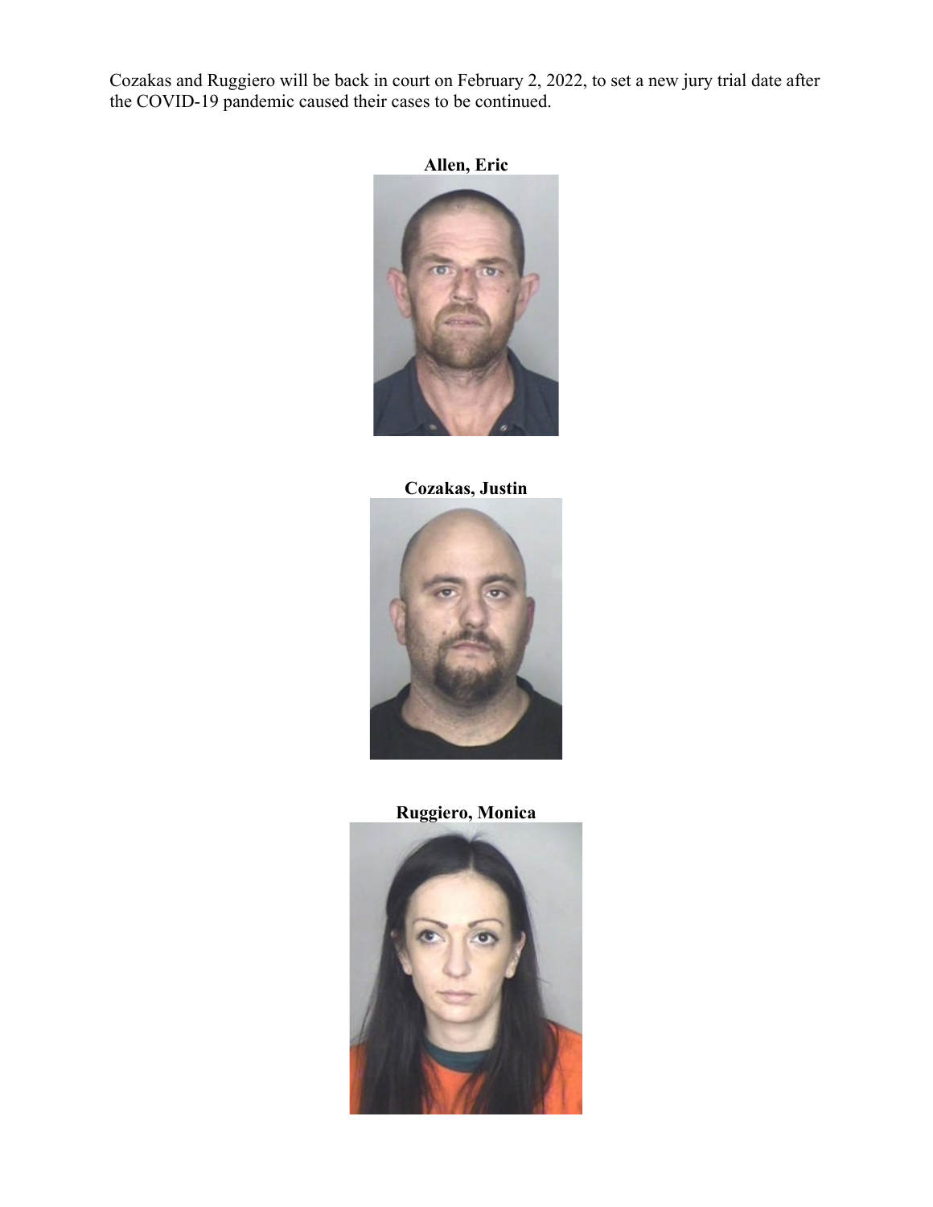Cozakas and Ruggiero will be back in court on February 2, 2022, to set a new jury trial date after the COVID-19 pandemic caused their cases to be continued.

**Allen, Eric**

**Cozakas, Justin**

**Ruggiero, Monica**